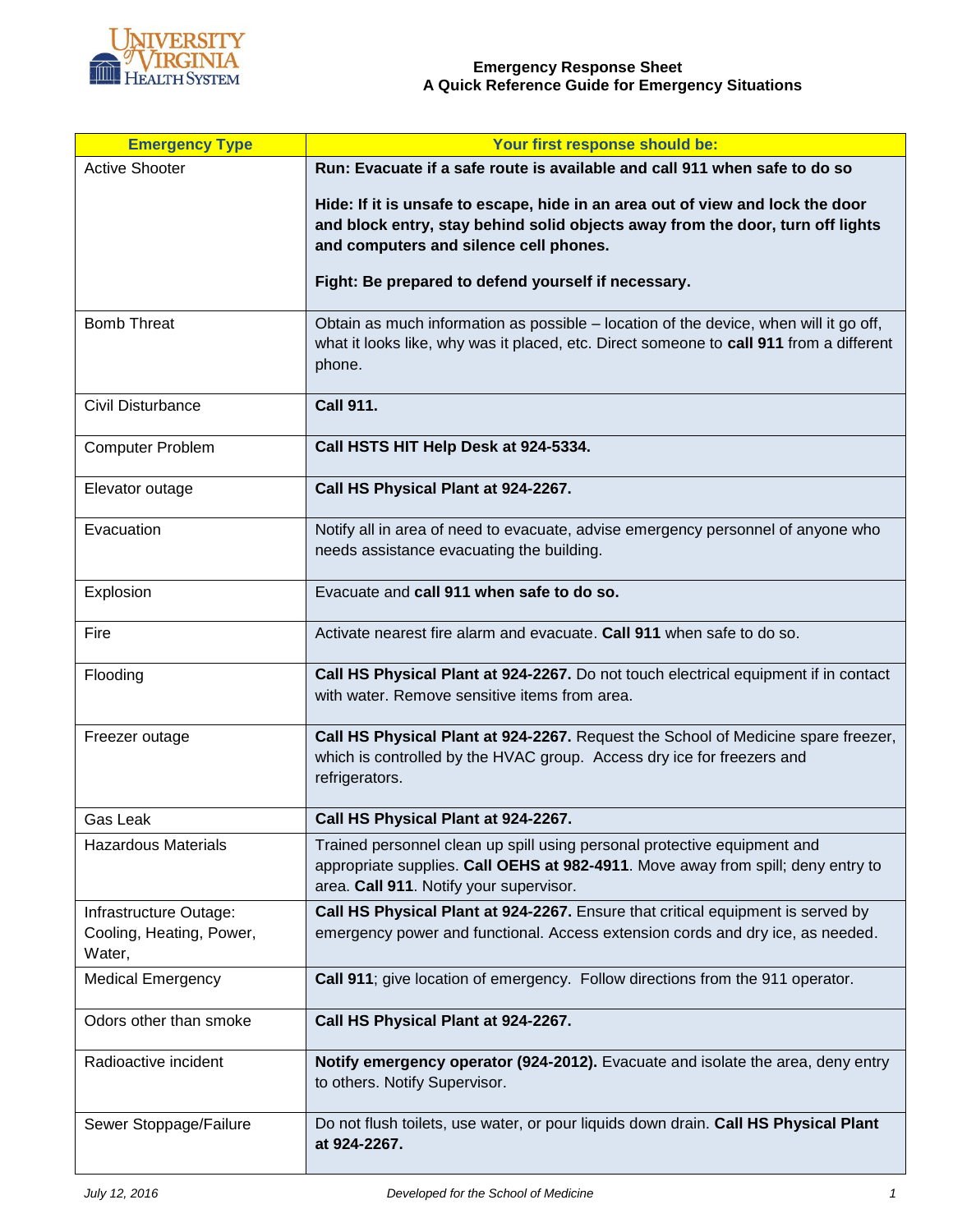UNIVERSITY of VIRGINIA HEALTH SYSTEM

**Emergency Response Sheet**
**A Quick Reference Guide for Emergency Situations**

| Emergency Type | Your first response should be: |
|---|---|
| Active Shooter | **Run: Evacuate if a safe route is available and call 911 when safe to do so**<br><br>**Hide: If it is unsafe to escape, hide in an area out of view and lock the door and block entry, stay behind solid objects away from the door, turn off lights and computers and silence cell phones.**<br><br>**Fight: Be prepared to defend yourself if necessary.** |
| Bomb Threat | Obtain as much information as possible – location of the device, when will it go off, what it looks like, why was it placed, etc. Direct someone to **call 911** from a different phone. |
| Civil Disturbance | **Call 911.** |
| Computer Problem | **Call HSTS HIT Help Desk at 924-5334.** |
| Elevator outage | **Call HS Physical Plant at 924-2267.** |
| Evacuation | Notify all in area of need to evacuate, advise emergency personnel of anyone who needs assistance evacuating the building. |
| Explosion | Evacuate and **call 911 when safe to do so.** |
| Fire | Activate nearest fire alarm and evacuate. **Call 911** when safe to do so. |
| Flooding | **Call HS Physical Plant at 924-2267.** Do not touch electrical equipment if in contact with water. Remove sensitive items from area. |
| Freezer outage | **Call HS Physical Plant at 924-2267.** Request the School of Medicine spare freezer, which is controlled by the HVAC group. Access dry ice for freezers and refrigerators. |
| Gas Leak | **Call HS Physical Plant at 924-2267.** |
| Hazardous Materials | Trained personnel clean up spill using personal protective equipment and appropriate supplies. **Call OEHS at 982-4911**. Move away from spill; deny entry to area. **Call 911**. Notify your supervisor. |
| Infrastructure Outage: Cooling, Heating, Power, Water, | **Call HS Physical Plant at 924-2267.** Ensure that critical equipment is served by emergency power and functional. Access extension cords and dry ice, as needed. |
| Medical Emergency | **Call 911**; give location of emergency. Follow directions from the 911 operator. |
| Odors other than smoke | **Call HS Physical Plant at 924-2267.** |
| Radioactive incident | **Notify emergency operator (924-2012).** Evacuate and isolate the area, deny entry to others. Notify Supervisor. |
| Sewer Stoppage/Failure | Do not flush toilets, use water, or pour liquids down drain. **Call HS Physical Plant at 924-2267.** |

*July 12, 2016* *Developed for the School of Medicine*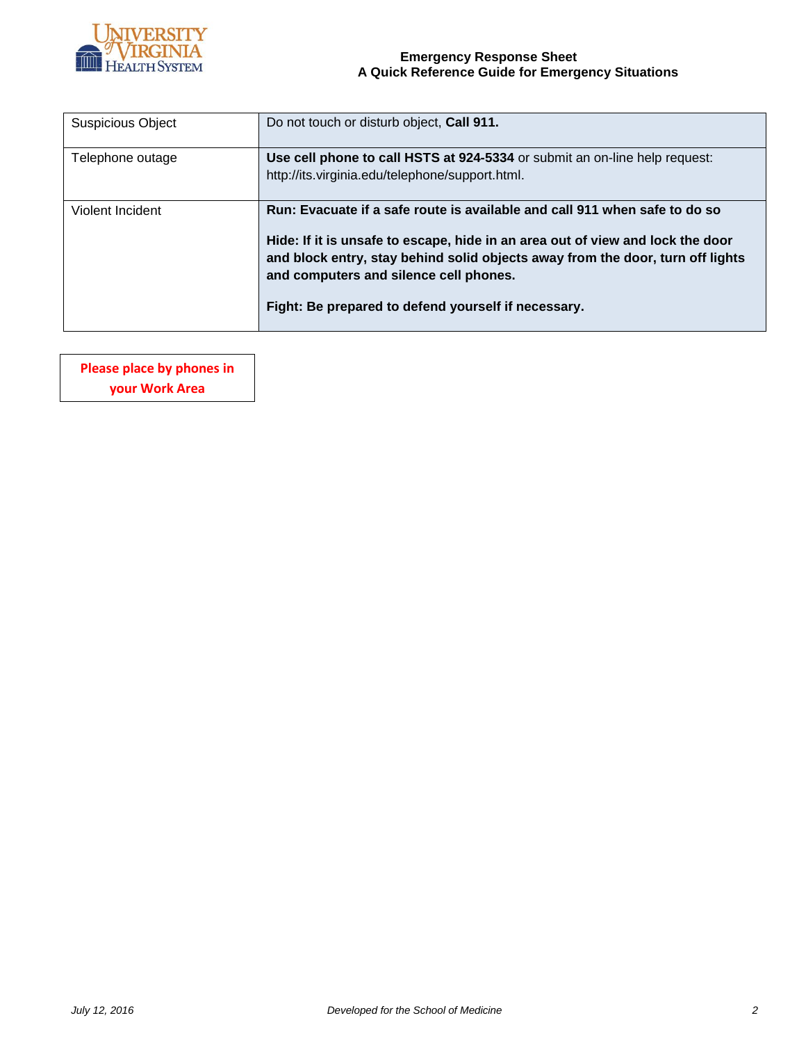**Emergency Response Sheet**
**A Quick Reference Guide for Emergency Situations**

| | |
|---|---|
| Suspicious Object | Do not touch or disturb object, **Call 911.** |
| Telephone outage | **Use cell phone to call HSTS at 924-5334** or submit an on-line help request: http://its.virginia.edu/telephone/support.html. |
| Violent Incident | **Run: Evacuate if a safe route is available and call 911 when safe to do so**<br><br>**Hide: If it is unsafe to escape, hide in an area out of view and lock the door and block entry, stay behind solid objects away from the door, turn off lights and computers and silence cell phones.**<br><br>**Fight: Be prepared to defend yourself if necessary.** |

**Please place by phones in your Work Area**

*July 12, 2016* *Developed for the School of Medicine*